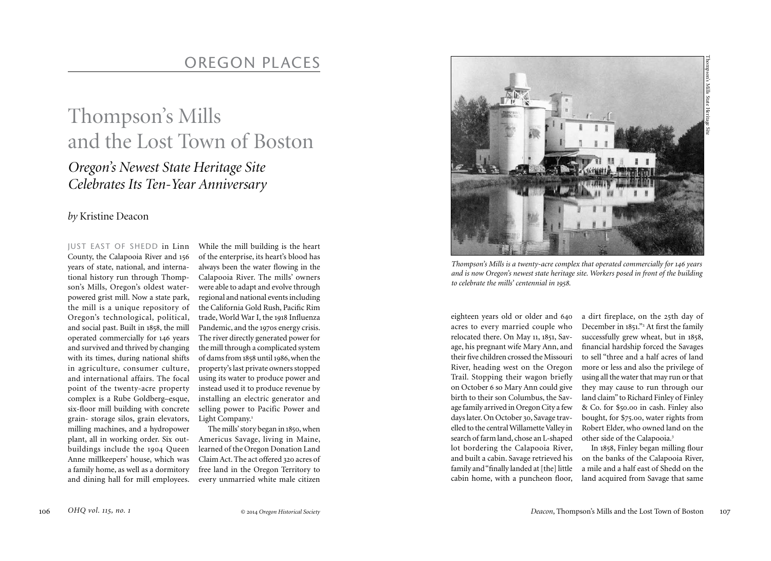OREGON PLACES

# Thompson's Mills and the Lost Town of Boston

## *Oregon's Newest State Heritage Site Celebrates Its Ten-Year Anniversary*

*by* Kristine Deacon

JUST EAST OF SHEDD in Linn County, the Calapooia River and 156 years of state, national, and international history run through Thompson's Mills, Oregon's oldest water-powered grist mill. Now a state park, the mill is a unique repository of Oregon's technological, political, and social past. Built in 1858, the mill operated commercially for 146 years and survived and thrived by changing with its times, during national shifts in agriculture, consumer culture, and international affairs. The focal point of the twenty-acre property complex is a Rube Goldberg–esque, six-floor mill building with concrete grain- storage silos, grain elevators, milling machines, and a hydropower plant, all in working order. Six outbuildings include the 1904 Queen Anne millkeepers' house, which was a family home, as well as a dormitory and dining hall for mill employees. While the mill building is the heart of the enterprise, its heart's blood has always been the water flowing in the Calapooia River. The mills' owners were able to adapt and evolve through regional and national events including the California Gold Rush, Pacific Rim trade, World War I, the 1918 Influenza Pandemic, and the 1970s energy crisis. The river directly generated power for the mill through a complicated system of dams from 1858 until 1986, when the property's last private owners stopped using its water to produce power and instead used it to produce revenue by installing an electric generator and selling power to Pacific Power and Light Company.[1]

The mills' story began in 1850, when Americus Savage, living in Maine, learned of the Oregon Donation Land Claim Act. The act offered 320 acres of free land in the Oregon Territory to every unmarried white male citizen eighteen years old or older and 640 acres to every married couple who relocated there. On May 11, 1851, Savage, his pregnant wife Mary Ann, and their five children crossed the Missouri River, heading west on the Oregon Trail. Stopping their wagon briefly on October 6 so Mary Ann could give birth to their son Columbus, the Savage family arrived in Oregon City a few days later. On October 30, Savage travelled to the central Willamette Valley in search of farm land, chose an L-shaped lot bordering the Calapooia River, and built a cabin. Savage retrieved his family and "finally landed at [the] little cabin home, with a puncheon floor, a dirt fireplace, on the 25th day of December in 1851."[2] At first the family successfully grew wheat, but in 1858, financial hardship forced the Savages to sell "three and a half acres of land more or less and also the privilege of using all the water that may run or that they may cause to run through our land claim" to Richard Finley of Finley & Co. for $50.00 in cash. Finley also bought, for $75.00, water rights from Robert Elder, who owned land on the other side of the Calapooia.[3]

In 1858, Finley began milling flour on the banks of the Calapooia River, a mile and a half east of Shedd on the land acquired from Savage that same

Thompson's Mills State Heritage Site

*Thompson's Mills is a twenty-acre complex that operated commercially for 146 years and is now Oregon's newest state heritage site. Workers posed in front of the building to celebrate the mills' centennial in 1958.*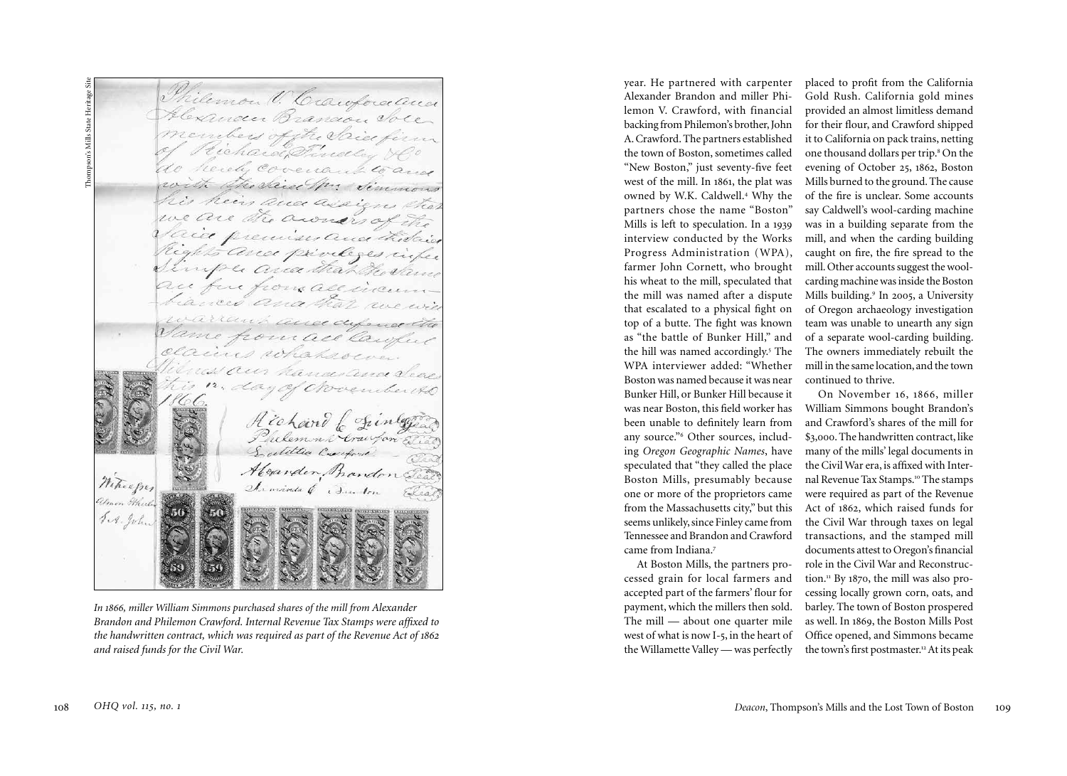*In 1866, miller William Simmons purchased shares of the mill from Alexander Brandon and Philemon Crawford. Internal Revenue Tax Stamps were affixed to the handwritten contract, which was required as part of the Revenue Act of 1862 and raised funds for the Civil War.*

year. He partnered with carpenter Alexander Brandon and miller Philemon V. Crawford, with financial backing from Philemon's brother, John A. Crawford. The partners established the town of Boston, sometimes called "New Boston," just seventy-five feet west of the mill. In 1861, the plat was owned by W.K. Caldwell.[4] Why the partners chose the name "Boston" Mills is left to speculation. In a 1939 interview conducted by the Works Progress Administration (WPA), farmer John Cornett, who brought his wheat to the mill, speculated that the mill was named after a dispute that escalated to a physical fight on top of a butte. The fight was known as "the battle of Bunker Hill," and the hill was named accordingly.[5] The WPA interviewer added: "Whether Boston was named because it was near Bunker Hill, or Bunker Hill because it was near Boston, this field worker has been unable to definitely learn from any source."[6] Other sources, including *Oregon Geographic Names*, have speculated that "they called the place Boston Mills, presumably because one or more of the proprietors came from the Massachusetts city," but this seems unlikely, since Finley came from Tennessee and Brandon and Crawford came from Indiana.[7]

At Boston Mills, the partners processed grain for local farmers and accepted part of the farmers' flour for payment, which the millers then sold. The mill — about one quarter mile west of what is now I-5, in the heart of the Willamette Valley — was perfectly placed to profit from the California Gold Rush. California gold mines provided an almost limitless demand for their flour, and Crawford shipped it to California on pack trains, netting one thousand dollars per trip.[8] On the evening of October 25, 1862, Boston Mills burned to the ground. The cause of the fire is unclear. Some accounts say Caldwell's wool-carding machine was in a building separate from the mill, and when the carding building caught on fire, the fire spread to the mill. Other accounts suggest the wool-carding machine was inside the Boston Mills building.[9] In 2005, a University of Oregon archaeology investigation team was unable to unearth any sign of a separate wool-carding building. The owners immediately rebuilt the mill in the same location, and the town continued to thrive.

On November 16, 1866, miller William Simmons bought Brandon's and Crawford's shares of the mill for $3,000. The handwritten contract, like many of the mills' legal documents in the Civil War era, is affixed with Internal Revenue Tax Stamps.[10] The stamps were required as part of the Revenue Act of 1862, which raised funds for the Civil War through taxes on legal transactions, and the stamped mill documents attest to Oregon's financial role in the Civil War and Reconstruction.[11] By 1870, the mill was also processing locally grown corn, oats, and barley. The town of Boston prospered as well. In 1869, the Boston Mills Post Office opened, and Simmons became the town's first postmaster.[12] At its peak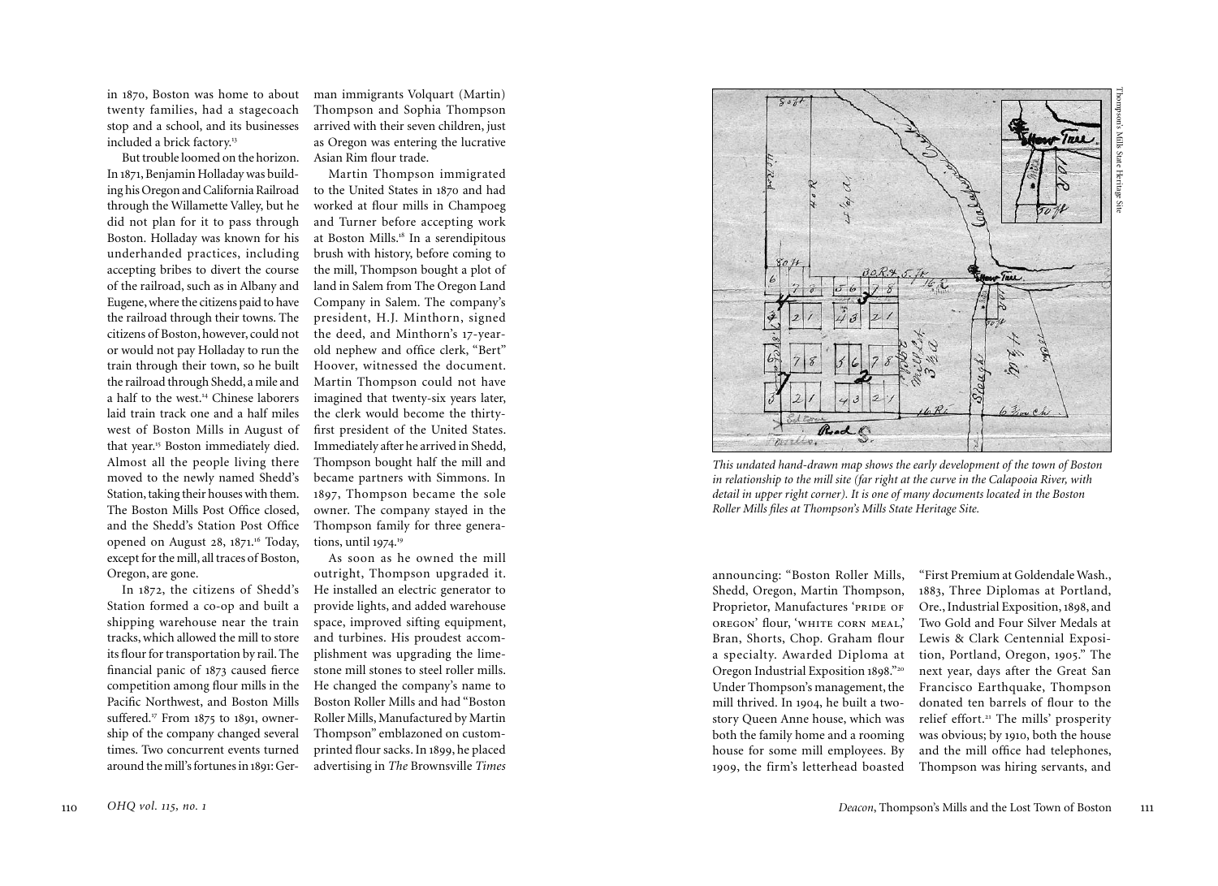in 1870, Boston was home to about twenty families, had a stagecoach stop and a school, and its businesses included a brick factory.[13]

But trouble loomed on the horizon. In 1871, Benjamin Holladay was building his Oregon and California Railroad through the Willamette Valley, but he did not plan for it to pass through Boston. Holladay was known for his underhanded practices, including accepting bribes to divert the course of the railroad, such as in Albany and Eugene, where the citizens paid to have the railroad through their towns. The citizens of Boston, however, could not or would not pay Holladay to run the train through their town, so he built the railroad through Shedd, a mile and a half to the west.[14] Chinese laborers laid train track one and a half miles west of Boston Mills in August of that year.[15] Boston immediately died. Almost all the people living there moved to the newly named Shedd's Station, taking their houses with them. The Boston Mills Post Office closed, and the Shedd's Station Post Office opened on August 28, 1871.[16] Today, except for the mill, all traces of Boston, Oregon, are gone.

In 1872, the citizens of Shedd's Station formed a co-op and built a shipping warehouse near the train tracks, which allowed the mill to store its flour for transportation by rail. The financial panic of 1873 caused fierce competition among flour mills in the Pacific Northwest, and Boston Mills suffered.[17] From 1875 to 1891, ownership of the company changed several times. Two concurrent events turned around the mill's fortunes in 1891: German immigrants Volquart (Martin) Thompson and Sophia Thompson arrived with their seven children, just as Oregon was entering the lucrative Asian Rim flour trade.

Martin Thompson immigrated to the United States in 1870 and had worked at flour mills in Champoeg and Turner before accepting work at Boston Mills.[18] In a serendipitous brush with history, before coming to the mill, Thompson bought a plot of land in Salem from The Oregon Land Company in Salem. The company's president, H.J. Minthorn, signed the deed, and Minthorn's 17-year-old nephew and office clerk, "Bert" Hoover, witnessed the document. Martin Thompson could not have imagined that twenty-six years later, the clerk would become the thirty-first president of the United States. Immediately after he arrived in Shedd, Thompson bought half the mill and became partners with Simmons. In 1897, Thompson became the sole owner. The company stayed in the Thompson family for three generations, until 1974.[19]

As soon as he owned the mill outright, Thompson upgraded it. He installed an electric generator to provide lights, and added warehouse space, improved sifting equipment, and turbines. His proudest accomplishment was upgrading the limestone mill stones to steel roller mills. He changed the company's name to Boston Roller Mills and had "Boston Roller Mills, Manufactured by Martin Thompson" emblazoned on custom-printed flour sacks. In 1899, he placed advertising in *The* Brownsville *Times* announcing: "Boston Roller Mills, Shedd, Oregon, Martin Thompson, Proprietor, Manufactures 'PRIDE OF OREGON' flour, 'WHITE CORN MEAL,' Bran, Shorts, Chop. Graham flour a specialty. Awarded Diploma at Oregon Industrial Exposition 1898."[20] Under Thompson's management, the mill thrived. In 1904, he built a two-story Queen Anne house, which was both the family home and a rooming house for some mill employees. By 1909, the firm's letterhead boasted "First Premium at Goldendale Wash., 1883, Three Diplomas at Portland, Ore., Industrial Exposition, 1898, and Two Gold and Four Silver Medals at Lewis & Clark Centennial Exposition, Portland, Oregon, 1905." The next year, days after the Great San Francisco Earthquake, Thompson donated ten barrels of flour to the relief effort.[21] The mills' prosperity was obvious; by 1910, both the house and the mill office had telephones, Thompson was hiring servants, and

*This undated hand-drawn map shows the early development of the town of Boston in relationship to the mill site (far right at the curve in the Calapooia River, with detail in upper right corner). It is one of many documents located in the Boston Roller Mills files at Thompson's Mills State Heritage Site.*

Thompson's Mills State Heritage Site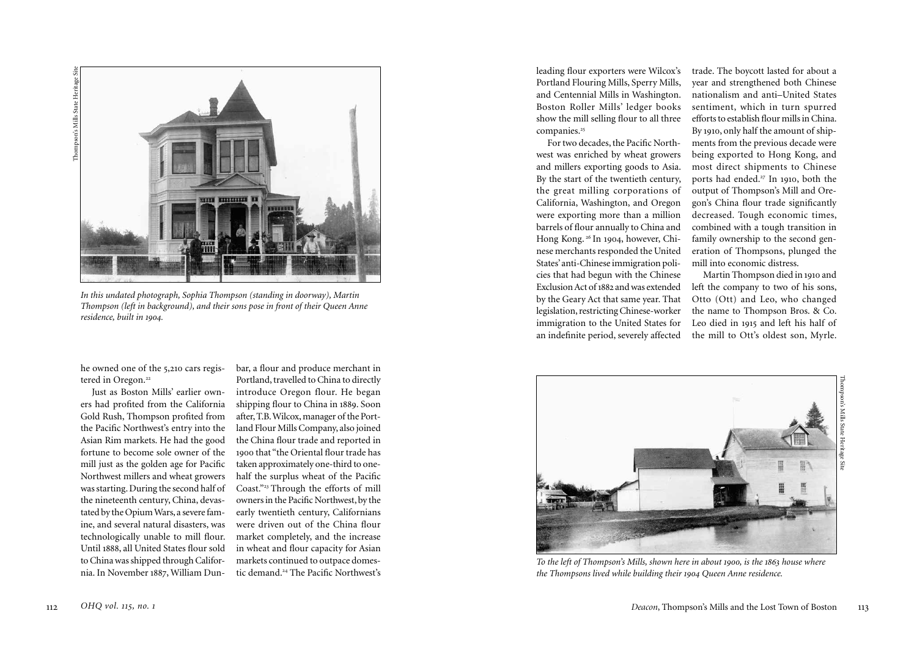*In this undated photograph, Sophia Thompson (standing in doorway), Martin Thompson (left in background), and their sons pose in front of their Queen Anne residence, built in 1904.*

he owned one of the 5,210 cars registered in Oregon.[22]

Just as Boston Mills' earlier owners had profited from the California Gold Rush, Thompson profited from the Pacific Northwest's entry into the Asian Rim markets. He had the good fortune to become sole owner of the mill just as the golden age for Pacific Northwest millers and wheat growers was starting. During the second half of the nineteenth century, China, devastated by the Opium Wars, a severe famine, and several natural disasters, was technologically unable to mill flour. Until 1888, all United States flour sold to China was shipped through California. In November 1887, William Dunbar, a flour and produce merchant in Portland, travelled to China to directly introduce Oregon flour. He began shipping flour to China in 1889. Soon after, T.B. Wilcox, manager of the Portland Flour Mills Company, also joined the China flour trade and reported in 1900 that "the Oriental flour trade has taken approximately one-third to one-half the surplus wheat of the Pacific Coast."[23] Through the efforts of mill owners in the Pacific Northwest, by the early twentieth century, Californians were driven out of the China flour market completely, and the increase in wheat and flour capacity for Asian markets continued to outpace domestic demand.[24] The Pacific Northwest's leading flour exporters were Wilcox's Portland Flouring Mills, Sperry Mills, and Centennial Mills in Washington. Boston Roller Mills' ledger books show the mill selling flour to all three companies.[25]

For two decades, the Pacific Northwest was enriched by wheat growers and millers exporting goods to Asia. By the start of the twentieth century, the great milling corporations of California, Washington, and Oregon were exporting more than a million barrels of flour annually to China and Hong Kong.[26] In 1904, however, Chinese merchants responded the United States' anti-Chinese immigration policies that had begun with the Chinese Exclusion Act of 1882 and was extended by the Geary Act that same year. That legislation, restricting Chinese-worker immigration to the United States for an indefinite period, severely affected trade. The boycott lasted for about a year and strengthened both Chinese nationalism and anti–United States sentiment, which in turn spurred efforts to establish flour mills in China. By 1910, only half the amount of shipments from the previous decade were being exported to Hong Kong, and most direct shipments to Chinese ports had ended.[27] In 1910, both the output of Thompson's Mill and Oregon's China flour trade significantly decreased. Tough economic times, combined with a tough transition in family ownership to the second generation of Thompsons, plunged the mill into economic distress.

Martin Thompson died in 1910 and left the company to two of his sons, Otto (Ott) and Leo, who changed the name to Thompson Bros. & Co. Leo died in 1915 and left his half of the mill to Ott's oldest son, Myrle.

*To the left of Thompson's Mills, shown here in about 1900, is the 1863 house where the Thompsons lived while building their 1904 Queen Anne residence.*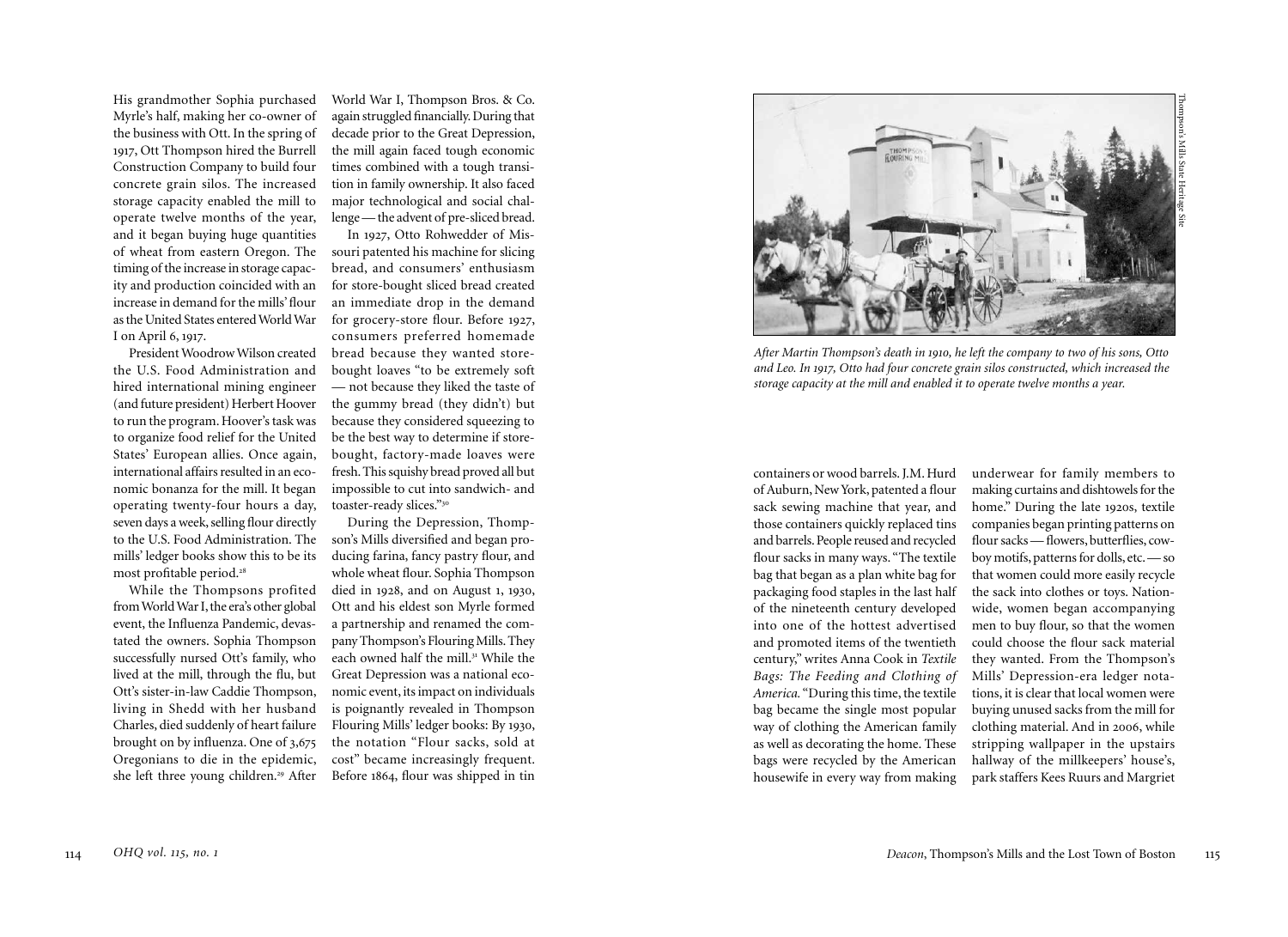His grandmother Sophia purchased Myrle's half, making her co-owner of the business with Ott. In the spring of 1917, Ott Thompson hired the Burrell Construction Company to build four concrete grain silos. The increased storage capacity enabled the mill to operate twelve months of the year, and it began buying huge quantities of wheat from eastern Oregon. The timing of the increase in storage capacity and production coincided with an increase in demand for the mills' flour as the United States entered World War I on April 6, 1917.

President Woodrow Wilson created the U.S. Food Administration and hired international mining engineer (and future president) Herbert Hoover to run the program. Hoover's task was to organize food relief for the United States' European allies. Once again, international affairs resulted in an economic bonanza for the mill. It began operating twenty-four hours a day, seven days a week, selling flour directly to the U.S. Food Administration. The mills' ledger books show this to be its most profitable period.[28]

While the Thompsons profited from World War I, the era's other global event, the Influenza Pandemic, devastated the owners. Sophia Thompson successfully nursed Ott's family, who lived at the mill, through the flu, but Ott's sister-in-law Caddie Thompson, living in Shedd with her husband Charles, died suddenly of heart failure brought on by influenza. One of 3,675 Oregonians to die in the epidemic, she left three young children.[29] After World War I, Thompson Bros. & Co. again struggled financially. During that decade prior to the Great Depression, the mill again faced tough economic times combined with a tough transition in family ownership. It also faced major technological and social challenge — the advent of pre-sliced bread.

In 1927, Otto Rohwedder of Missouri patented his machine for slicing bread, and consumers' enthusiasm for store-bought sliced bread created an immediate drop in the demand for grocery-store flour. Before 1927, consumers preferred homemade bread because they wanted store-bought loaves "to be extremely soft — not because they liked the taste of the gummy bread (they didn't) but because they considered squeezing to be the best way to determine if store-bought, factory-made loaves were fresh. This squishy bread proved all but impossible to cut into sandwich- and toaster-ready slices."[30]

During the Depression, Thompson's Mills diversified and began producing farina, fancy pastry flour, and whole wheat flour. Sophia Thompson died in 1928, and on August 1, 1930, Ott and his eldest son Myrle formed a partnership and renamed the company Thompson's Flouring Mills. They each owned half the mill.[31] While the Great Depression was a national economic event, its impact on individuals is poignantly revealed in Thompson Flouring Mills' ledger books: By 1930, the notation "Flour sacks, sold at cost" became increasingly frequent. Before 1864, flour was shipped in tin

*After Martin Thompson's death in 1910, he left the company to two of his sons, Otto and Leo. In 1917, Otto had four concrete grain silos constructed, which increased the storage capacity at the mill and enabled it to operate twelve months a year.*

Thompson's Mills State Heritage Site

containers or wood barrels. J.M. Hurd of Auburn, New York, patented a flour sack sewing machine that year, and those containers quickly replaced tins and barrels. People reused and recycled flour sacks in many ways. "The textile bag that began as a plan white bag for packaging food staples in the last half of the nineteenth century developed into one of the hottest advertised and promoted items of the twentieth century," writes Anna Cook in *Textile Bags: The Feeding and Clothing of America.* "During this time, the textile bag became the single most popular way of clothing the American family as well as decorating the home. These bags were recycled by the American housewife in every way from making underwear for family members to making curtains and dishtowels for the home." During the late 1920s, textile companies began printing patterns on flour sacks — flowers, butterflies, cowboy motifs, patterns for dolls, etc. — so that women could more easily recycle the sack into clothes or toys. Nationwide, women began accompanying men to buy flour, so that the women could choose the flour sack material they wanted. From the Thompson's Mills' Depression-era ledger notations, it is clear that local women were buying unused sacks from the mill for clothing material. And in 2006, while stripping wallpaper in the upstairs hallway of the millkeepers' house's, park staffers Kees Ruurs and Margriet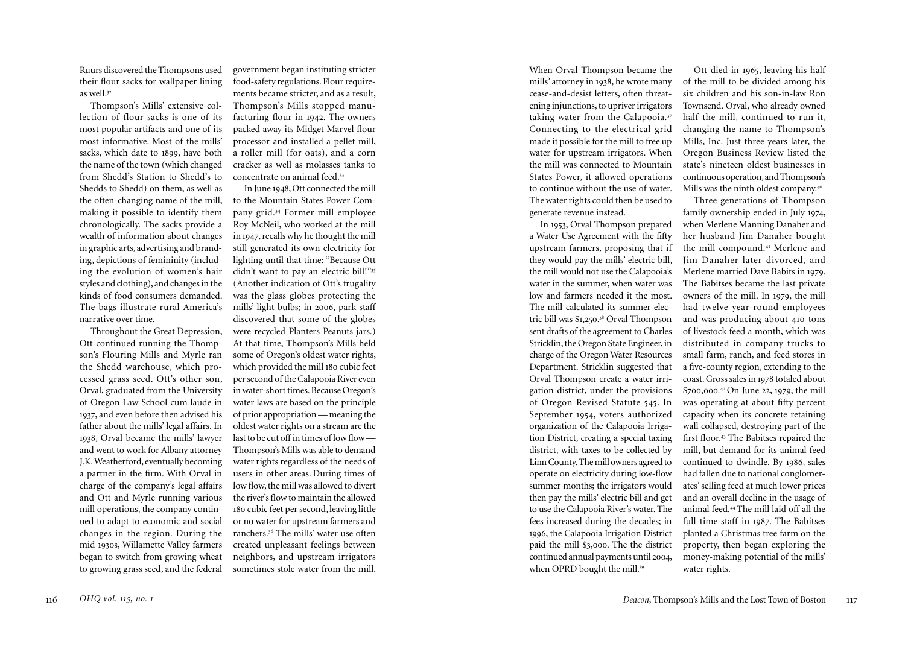Ruurs discovered the Thompsons used their flour sacks for wallpaper lining as well.[32]

Thompson's Mills' extensive collection of flour sacks is one of its most popular artifacts and one of its most informative. Most of the mills' sacks, which date to 1899, have both the name of the town (which changed from Shedd's Station to Shedd's to Shedds to Shedd) on them, as well as the often-changing name of the mill, making it possible to identify them chronologically. The sacks provide a wealth of information about changes in graphic arts, advertising and branding, depictions of femininity (including the evolution of women's hair styles and clothing), and changes in the kinds of food consumers demanded. The bags illustrate rural America's narrative over time.

Throughout the Great Depression, Ott continued running the Thompson's Flouring Mills and Myrle ran the Shedd warehouse, which processed grass seed. Ott's other son, Orval, graduated from the University of Oregon Law School cum laude in 1937, and even before then advised his father about the mills' legal affairs. In 1938, Orval became the mills' lawyer and went to work for Albany attorney J.K. Weatherford, eventually becoming a partner in the firm. With Orval in charge of the company's legal affairs and Ott and Myrle running various mill operations, the company continued to adapt to economic and social changes in the region. During the mid 1930s, Willamette Valley farmers began to switch from growing wheat to growing grass seed, and the federal government began instituting stricter food-safety regulations. Flour requirements became stricter, and as a result, Thompson's Mills stopped manufacturing flour in 1942. The owners packed away its Midget Marvel flour processor and installed a pellet mill, a roller mill (for oats), and a corn cracker as well as molasses tanks to concentrate on animal feed.[33]

In June 1948, Ott connected the mill to the Mountain States Power Company grid.[34] Former mill employee Roy McNeil, who worked at the mill in 1947, recalls why he thought the mill still generated its own electricity for lighting until that time: "Because Ott didn't want to pay an electric bill!"[35] (Another indication of Ott's frugality was the glass globes protecting the mills' light bulbs; in 2006, park staff discovered that some of the globes were recycled Planters Peanuts jars.) At that time, Thompson's Mills held some of Oregon's oldest water rights, which provided the mill 180 cubic feet per second of the Calapooia River even in water-short times. Because Oregon's water laws are based on the principle of prior appropriation — meaning the oldest water rights on a stream are the last to be cut off in times of low flow — Thompson's Mills was able to demand water rights regardless of the needs of users in other areas. During times of low flow, the mill was allowed to divert the river's flow to maintain the allowed 180 cubic feet per second, leaving little or no water for upstream farmers and ranchers.[36] The mills' water use often created unpleasant feelings between neighbors, and upstream irrigators sometimes stole water from the mill. When Orval Thompson became the mills' attorney in 1938, he wrote many cease-and-desist letters, often threatening injunctions, to upriver irrigators taking water from the Calapooia.[37] Connecting to the electrical grid made it possible for the mill to free up water for upstream irrigators. When the mill was connected to Mountain States Power, it allowed operations to continue without the use of water. The water rights could then be used to generate revenue instead.

In 1953, Orval Thompson prepared a Water Use Agreement with the fifty upstream farmers, proposing that if they would pay the mills' electric bill, the mill would not use the Calapooia's water in the summer, when water was low and farmers needed it the most. The mill calculated its summer electric bill was $1,250.[38] Orval Thompson sent drafts of the agreement to Charles Stricklin, the Oregon State Engineer, in charge of the Oregon Water Resources Department. Stricklin suggested that Orval Thompson create a water irrigation district, under the provisions of Oregon Revised Statute 545. In September 1954, voters authorized organization of the Calapooia Irrigation District, creating a special taxing district, with taxes to be collected by Linn County. The mill owners agreed to operate on electricity during low-flow summer months; the irrigators would then pay the mills' electric bill and get to use the Calapooia River's water. The fees increased during the decades; in 1996, the Calapooia Irrigation District paid the mill $3,000. The the district continued annual payments until 2004, when OPRD bought the mill.[39]

Ott died in 1965, leaving his half of the mill to be divided among his six children and his son-in-law Ron Townsend. Orval, who already owned half the mill, continued to run it, changing the name to Thompson's Mills, Inc. Just three years later, the Oregon Business Review listed the state's nineteen oldest businesses in continuous operation, and Thompson's Mills was the ninth oldest company.[40]

Three generations of Thompson family ownership ended in July 1974, when Merlene Manning Danaher and her husband Jim Danaher bought the mill compound.[41] Merlene and Jim Danaher later divorced, and Merlene married Dave Babits in 1979. The Babitses became the last private owners of the mill. In 1979, the mill had twelve year-round employees and was producing about 410 tons of livestock feed a month, which was distributed in company trucks to small farm, ranch, and feed stores in a five-county region, extending to the coast. Gross sales in 1978 totaled about $700,000.[42] On June 22, 1979, the mill was operating at about fifty percent capacity when its concrete retaining wall collapsed, destroying part of the first floor.[43] The Babitses repaired the mill, but demand for its animal feed continued to dwindle. By 1986, sales had fallen due to national conglomerates' selling feed at much lower prices and an overall decline in the usage of animal feed.[44] The mill laid off all the full-time staff in 1987. The Babitses planted a Christmas tree farm on the property, then began exploring the money-making potential of the mills' water rights.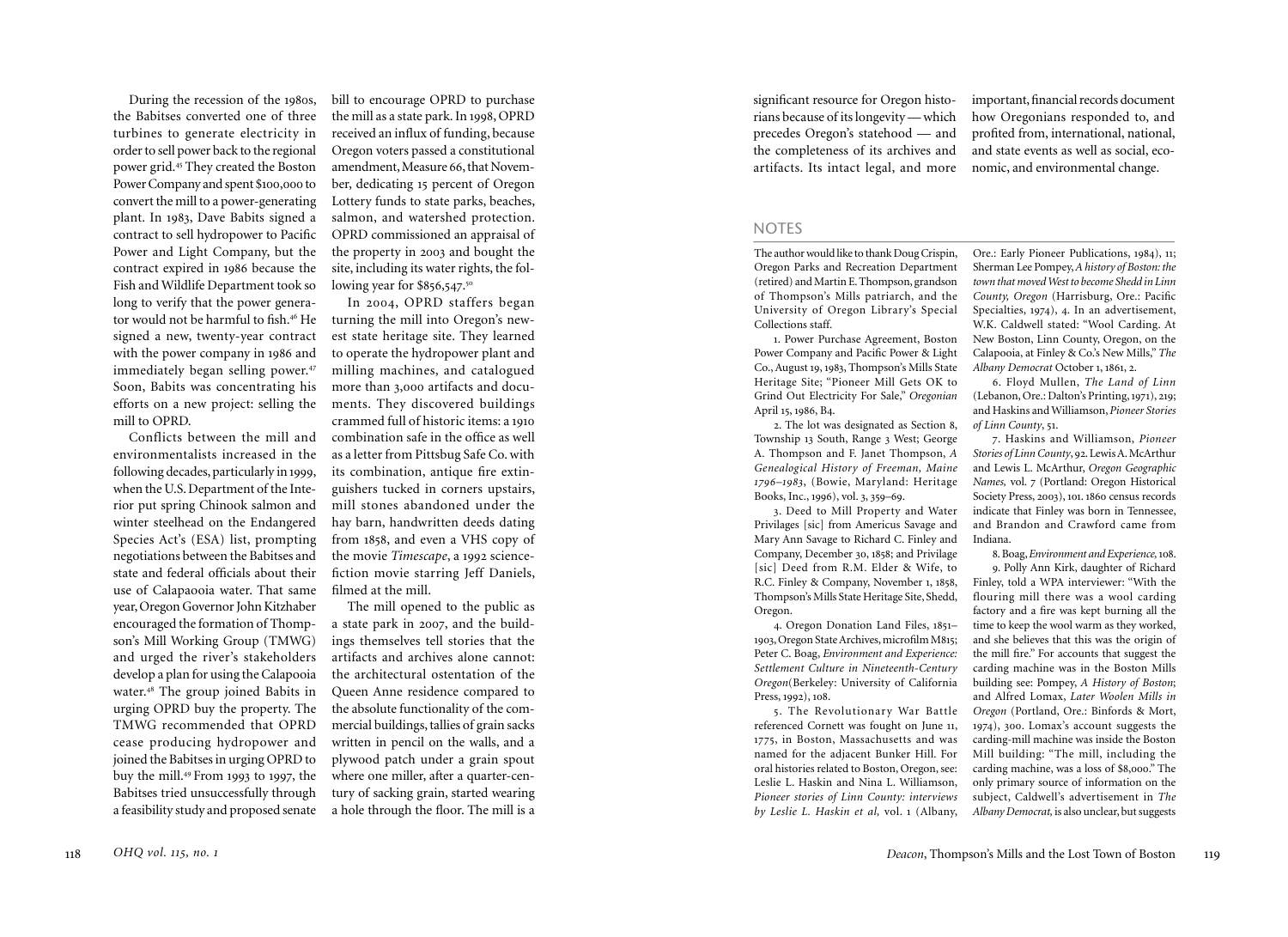During the recession of the 1980s, the Babitses converted one of three turbines to generate electricity in order to sell power back to the regional power grid.[45] They created the Boston Power Company and spent $100,000 to convert the mill to a power-generating plant. In 1983, Dave Babits signed a contract to sell hydropower to Pacific Power and Light Company, but the contract expired in 1986 because the Fish and Wildlife Department took so long to verify that the power generator would not be harmful to fish.[46] He signed a new, twenty-year contract with the power company in 1986 and immediately began selling power.[47] Soon, Babits was concentrating his efforts on a new project: selling the mill to OPRD.

Conflicts between the mill and environmentalists increased in the following decades, particularly in 1999, when the U.S. Department of the Interior put spring Chinook salmon and winter steelhead on the Endangered Species Act's (ESA) list, prompting negotiations between the Babitses and state and federal officials about their use of Calapaooia water. That same year, Oregon Governor John Kitzhaber encouraged the formation of Thompson's Mill Working Group (TMWG) and urged the river's stakeholders develop a plan for using the Calapooia water.[48] The group joined Babits in urging OPRD buy the property. The TMWG recommended that OPRD cease producing hydropower and joined the Babitses in urging OPRD to buy the mill.[49] From 1993 to 1997, the Babitses tried unsuccessfully through a feasibility study and proposed senate bill to encourage OPRD to purchase the mill as a state park. In 1998, OPRD received an influx of funding, because Oregon voters passed a constitutional amendment, Measure 66, that November, dedicating 15 percent of Oregon Lottery funds to state parks, beaches, salmon, and watershed protection. OPRD commissioned an appraisal of the property in 2003 and bought the site, including its water rights, the following year for $856,547.[50]

In 2004, OPRD staffers began turning the mill into Oregon's newest state heritage site. They learned to operate the hydropower plant and milling machines, and catalogued more than 3,000 artifacts and documents. They discovered buildings crammed full of historic items: a 1910 combination safe in the office as well as a letter from Pittsbug Safe Co. with its combination, antique fire extinguishers tucked in corners upstairs, mill stones abandoned under the hay barn, handwritten deeds dating from 1858, and even a VHS copy of the movie *Timescape*, a 1992 science-fiction movie starring Jeff Daniels, filmed at the mill.

The mill opened to the public as a state park in 2007, and the buildings themselves tell stories that the artifacts and archives alone cannot: the architectural ostentation of the Queen Anne residence compared to the absolute functionality of the commercial buildings, tallies of grain sacks written in pencil on the walls, and a plywood patch under a grain spout where one miller, after a quarter-century of sacking grain, started wearing a hole through the floor. The mill is a significant resource for Oregon historians because of its longevity — which precedes Oregon's statehood — and the completeness of its archives and artifacts. Its intact legal, and more important, financial records document how Oregonians responded to, and profited from, international, national, and state events as well as social, economic, and environmental change.

## NOTES

The author would like to thank Doug Crispin, Oregon Parks and Recreation Department (retired) and Martin E. Thompson, grandson of Thompson's Mills patriarch, and the University of Oregon Library's Special Collections staff.

1. Power Purchase Agreement, Boston Power Company and Pacific Power & Light Co., August 19, 1983, Thompson's Mills State Heritage Site; "Pioneer Mill Gets OK to Grind Out Electricity For Sale," *Oregonian* April 15, 1986, B4.

2. The lot was designated as Section 8, Township 13 South, Range 3 West; George A. Thompson and F. Janet Thompson, *A Genealogical History of Freeman, Maine 1796–1983*, (Bowie, Maryland: Heritage Books, Inc., 1996), vol. 3, 359–69.

3. Deed to Mill Property and Water Privilages [sic] from Americus Savage and Mary Ann Savage to Richard C. Finley and Company, December 30, 1858; and Privilage [sic] Deed from R.M. Elder & Wife, to R.C. Finley & Company, November 1, 1858, Thompson's Mills State Heritage Site, Shedd, Oregon.

4. Oregon Donation Land Files, 1851–1903, Oregon State Archives, microfilm M815; Peter C. Boag, *Environment and Experience: Settlement Culture in Nineteenth-Century Oregon*(Berkeley: University of California Press, 1992), 108.

5. The Revolutionary War Battle referenced Cornett was fought on June 11, 1775, in Boston, Massachusetts and was named for the adjacent Bunker Hill. For oral histories related to Boston, Oregon, see: Leslie L. Haskin and Nina L. Williamson, *Pioneer stories of Linn County: interviews by Leslie L. Haskin et al,* vol. 1 (Albany, Ore.: Early Pioneer Publications, 1984), 11; Sherman Lee Pompey, *A history of Boston: the town that moved West to become Shedd in Linn County, Oregon* (Harrisburg, Ore.: Pacific Specialties, 1974), 4. In an advertisement, W.K. Caldwell stated: "Wool Carding. At New Boston, Linn County, Oregon, on the Calapooia, at Finley & Co.'s New Mills," *The Albany Democrat* October 1, 1861, 2.

6. Floyd Mullen, *The Land of Linn* (Lebanon, Ore.: Dalton's Printing, 1971), 219; and Haskins and Williamson, *Pioneer Stories of Linn County*, 51.

7. Haskins and Williamson, *Pioneer Stories of Linn County*, 92. Lewis A. McArthur and Lewis L. McArthur, *Oregon Geographic Names,* vol. 7 (Portland: Oregon Historical Society Press, 2003), 101. 1860 census records indicate that Finley was born in Tennessee, and Brandon and Crawford came from Indiana.

8. Boag, *Environment and Experience,* 108.

9. Polly Ann Kirk, daughter of Richard Finley, told a WPA interviewer: "With the flouring mill there was a wool carding factory and a fire was kept burning all the time to keep the wool warm as they worked, and she believes that this was the origin of the mill fire." For accounts that suggest the carding machine was in the Boston Mills building see: Pompey, *A History of Boston*; and Alfred Lomax, *Later Woolen Mills in Oregon* (Portland, Ore.: Binfords & Mort, 1974), 300. Lomax's account suggests the carding-mill machine was inside the Boston Mill building: "The mill, including the carding machine, was a loss of $8,000." The only primary source of information on the subject, Caldwell's advertisement in *The Albany Democrat,* is also unclear, but suggests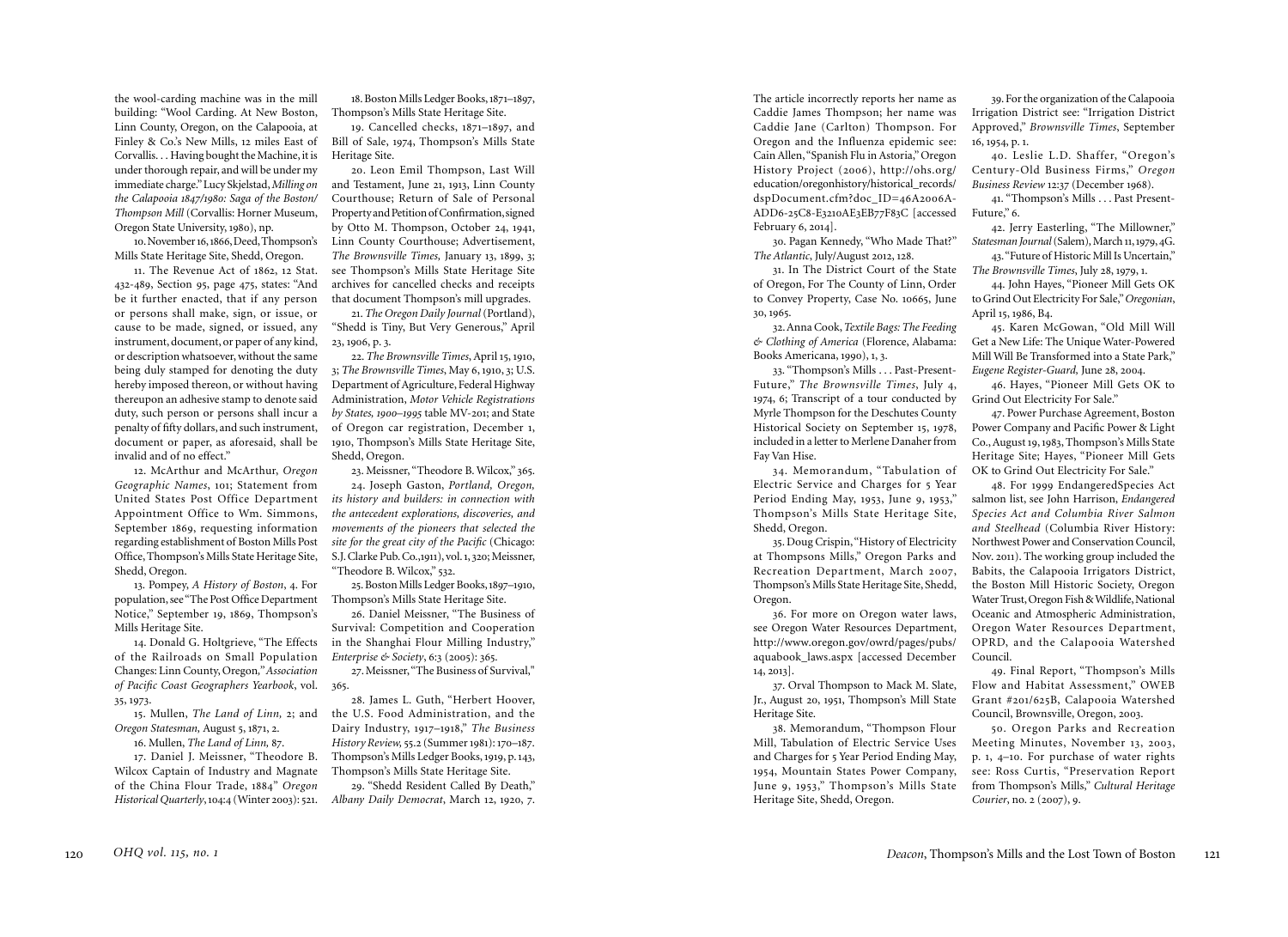the wool-carding machine was in the mill building: "Wool Carding. At New Boston, Linn County, Oregon, on the Calapooia, at Finley & Co.'s New Mills, 12 miles East of Corvallis. . . Having bought the Machine, it is under thorough repair, and will be under my immediate charge." Lucy Skjelstad, *Milling on the Calapooia 1847/1980: Saga of the Boston/ Thompson Mill* (Corvallis: Horner Museum, Oregon State University, 1980), np.

10. November 16, 1866, Deed, Thompson's Mills State Heritage Site, Shedd, Oregon.

11. The Revenue Act of 1862, 12 Stat. 432–489, Section 95, page 475, states: "And be it further enacted, that if any person or persons shall make, sign, or issue, or cause to be made, signed, or issued, any instrument, document, or paper of any kind, or description whatsoever, without the same being duly stamped for denoting the duty hereby imposed thereon, or without having thereupon an adhesive stamp to denote said duty, such person or persons shall incur a penalty of fifty dollars, and such instrument, document or paper, as aforesaid, shall be invalid and of no effect."

12. McArthur and McArthur, *Oregon Geographic Names*, 101; Statement from United States Post Office Department Appointment Office to Wm. Simmons, September 1869, requesting information regarding establishment of Boston Mills Post Office, Thompson's Mills State Heritage Site, Shedd, Oregon.

13. Pompey, *A History of Boston*, 4. For population, see "The Post Office Department Notice," September 19, 1869, Thompson's Mills Heritage Site.

14. Donald G. Holtgrieve, "The Effects of the Railroads on Small Population Changes: Linn County, Oregon," *Association of Pacific Coast Geographers Yearbook*, vol. 35, 1973.

15. Mullen, *The Land of Linn,* 2; and *Oregon Statesman,* August 5, 1871, 2.

16. Mullen, *The Land of Linn,* 87.

17. Daniel J. Meissner, "Theodore B. Wilcox Captain of Industry and Magnate of the China Flour Trade, 1884" *Oregon Historical Quarterly*, 104:4 (Winter 2003): 521.

18. Boston Mills Ledger Books, 1871–1897, Thompson's Mills State Heritage Site.

19. Cancelled checks, 1871–1897, and Bill of Sale, 1974, Thompson's Mills State Heritage Site.

20. Leon Emil Thompson, Last Will and Testament, June 21, 1913, Linn County Courthouse; Return of Sale of Personal Property and Petition of Confirmation, signed by Otto M. Thompson, October 24, 1941, Linn County Courthouse; Advertisement, *The Brownsville Times,* January 13, 1899, 3; see Thompson's Mills State Heritage Site archives for cancelled checks and receipts that document Thompson's mill upgrades.

21. *The Oregon Daily Journal* (Portland), "Shedd is Tiny, But Very Generous," April 23, 1906, p. 3.

22. *The Brownsville Times*, April 15, 1910, 3; *The Brownsville Times*, May 6, 1910, 3; U.S. Department of Agriculture, Federal Highway Administration, *Motor Vehicle Registrations by States, 1900–1995* table MV-201; and State of Oregon car registration, December 1, 1910, Thompson's Mills State Heritage Site, Shedd, Oregon.

23. Meissner, "Theodore B. Wilcox," 365.

24. Joseph Gaston, *Portland, Oregon, its history and builders: in connection with the antecedent explorations, discoveries, and movements of the pioneers that selected the site for the great city of the Pacific* (Chicago: S.J. Clarke Pub. Co.,1911), vol. 1, 320; Meissner, "Theodore B. Wilcox," 532.

25. Boston Mills Ledger Books, 1897–1910, Thompson's Mills State Heritage Site.

26. Daniel Meissner, "The Business of Survival: Competition and Cooperation in the Shanghai Flour Milling Industry," *Enterprise & Society*, 6:3 (2005): 365.

27. Meissner, "The Business of Survival," 365.

28. James L. Guth, "Herbert Hoover, the U.S. Food Administration, and the Dairy Industry, 1917–1918," *The Business History Review,* 55.2 (Summer 1981): 170–187. Thompson's Mills Ledger Books, 1919, p. 143, Thompson's Mills State Heritage Site.

29. "Shedd Resident Called By Death," *Albany Daily Democrat*, March 12, 1920, 7. The article incorrectly reports her name as Caddie James Thompson; her name was Caddie Jane (Carlton) Thompson. For Oregon and the Influenza epidemic see: Cain Allen, "Spanish Flu in Astoria," Oregon History Project (2006), http://ohs.org/education/oregonhistory/historical_records/dspDocument.cfm?doc_ID=46A2006A-ADD6-25C8-E3210AE3EB77F83C [accessed February 6, 2014].

30. Pagan Kennedy, "Who Made That?" *The Atlantic*, July/August 2012, 128.

31. In The District Court of the State of Oregon, For The County of Linn, Order to Convey Property, Case No. 10665, June 30, 1965.

32. Anna Cook, *Textile Bags: The Feeding & Clothing of America* (Florence, Alabama: Books Americana, 1990), 1, 3.

33. "Thompson's Mills . . . Past-Present-Future," *The Brownsville Times*, July 4, 1974, 6; Transcript of a tour conducted by Myrle Thompson for the Deschutes County Historical Society on September 15, 1978, included in a letter to Merlene Danaher from Fay Van Hise.

34. Memorandum, "Tabulation of Electric Service and Charges for 5 Year Period Ending May, 1953, June 9, 1953," Thompson's Mills State Heritage Site, Shedd, Oregon.

35. Doug Crispin, "History of Electricity at Thompsons Mills," Oregon Parks and Recreation Department, March 2007, Thompson's Mills State Heritage Site, Shedd, Oregon.

36. For more on Oregon water laws, see Oregon Water Resources Department, http://www.oregon.gov/owrd/pages/pubs/aquabook_laws.aspx [accessed December 14, 2013].

37. Orval Thompson to Mack M. Slate, Jr., August 20, 1951, Thompson's Mill State Heritage Site.

38. Memorandum, "Thompson Flour Mill, Tabulation of Electric Service Uses and Charges for 5 Year Period Ending May, 1954, Mountain States Power Company, June 9, 1953," Thompson's Mills State Heritage Site, Shedd, Oregon.

39. For the organization of the Calapooia Irrigation District see: "Irrigation District Approved," *Brownsville Times*, September 16, 1954, p. 1.

40. Leslie L.D. Shaffer, "Oregon's Century-Old Business Firms," *Oregon Business Review* 12:37 (December 1968).

41. "Thompson's Mills . . . Past Present-Future," 6.

42. Jerry Easterling, "The Millowner," *Statesman Journal* (Salem), March 11, 1979, 4G.

43. "Future of Historic Mill Is Uncertain," *The Brownsville Times*, July 28, 1979, 1.

44. John Hayes, "Pioneer Mill Gets OK to Grind Out Electricity For Sale," *Oregonian*, April 15, 1986, B4.

45. Karen McGowan, "Old Mill Will Get a New Life: The Unique Water-Powered Mill Will Be Transformed into a State Park," *Eugene Register-Guard,* June 28, 2004.

46. Hayes, "Pioneer Mill Gets OK to Grind Out Electricity For Sale."

47. Power Purchase Agreement, Boston Power Company and Pacific Power & Light Co., August 19, 1983, Thompson's Mills State Heritage Site; Hayes, "Pioneer Mill Gets OK to Grind Out Electricity For Sale."

48. For 1999 EndangeredSpecies Act salmon list, see John Harrison, *Endangered Species Act and Columbia River Salmon and Steelhead* (Columbia River History: Northwest Power and Conservation Council, Nov. 2011). The working group included the Babits, the Calapooia Irrigators District, the Boston Mill Historic Society, Oregon Water Trust, Oregon Fish & Wildlife, National Oceanic and Atmospheric Administration, Oregon Water Resources Department, OPRD, and the Calapooia Watershed Council.

49. Final Report, "Thompson's Mills Flow and Habitat Assessment," OWEB Grant #201/625B, Calapooia Watershed Council, Brownsville, Oregon, 2003.

50. Oregon Parks and Recreation Meeting Minutes, November 13, 2003, p. 1, 4–10. For purchase of water rights see: Ross Curtis, "Preservation Report from Thompson's Mills," *Cultural Heritage Courier*, no. 2 (2007), 9.